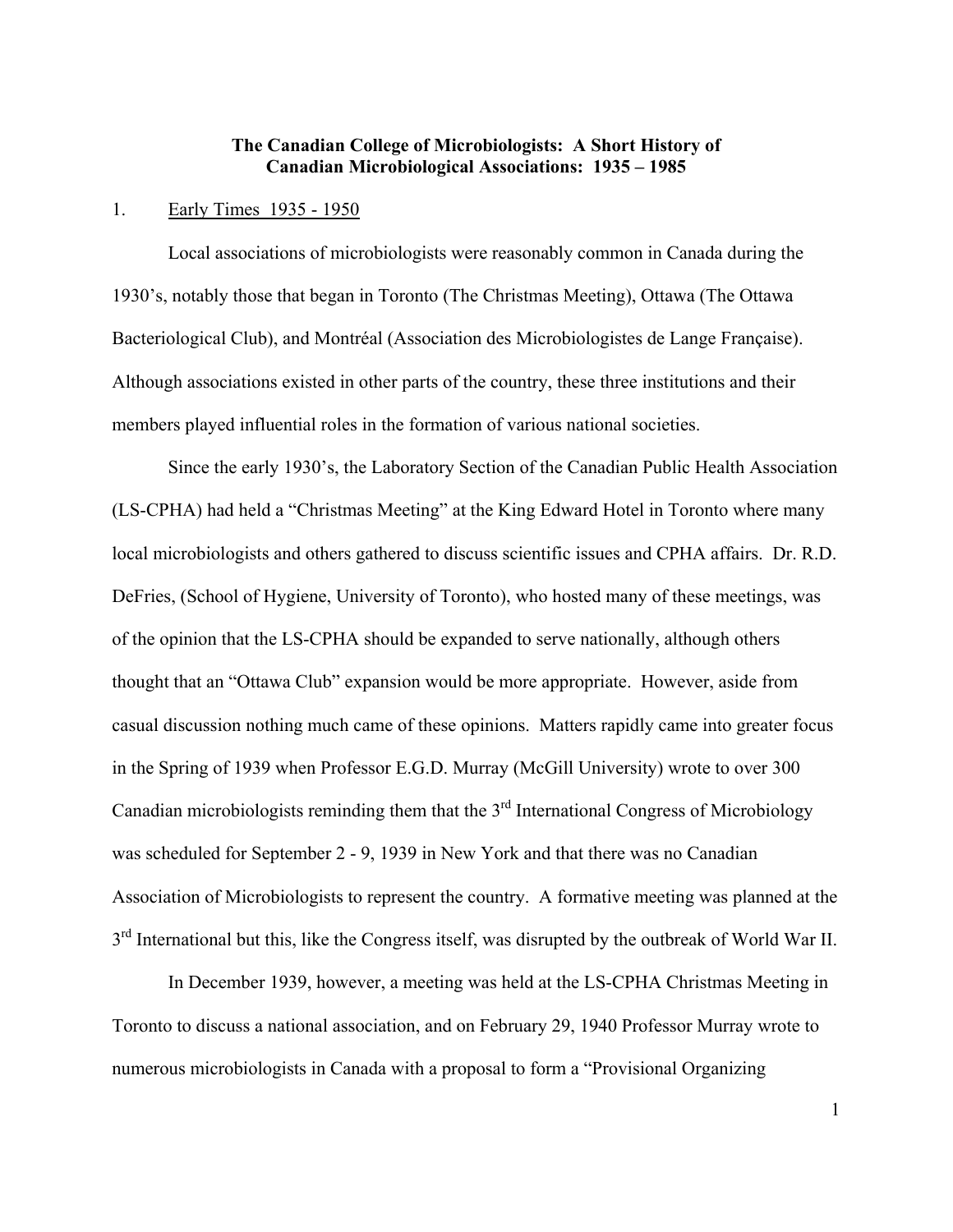# The Canadian College of Microbiologists: A Short History of Canadian Microbiological Associations: 1935 – 1985

## 1. Early Times 1935 - 1950

Local associations of microbiologists were reasonably common in Canada during the 1930's, notably those that began in Toronto (The Christmas Meeting), Ottawa (The Ottawa Bacteriological Club), and Montréal (Association des Microbiologistes de Lange Française). Although associations existed in other parts of the country, these three institutions and their members played influential roles in the formation of various national societies.

Since the early 1930's, the Laboratory Section of the Canadian Public Health Association (LS-CPHA) had held a "Christmas Meeting" at the King Edward Hotel in Toronto where many local microbiologists and others gathered to discuss scientific issues and CPHA affairs. Dr. R.D. DeFries, (School of Hygiene, University of Toronto), who hosted many of these meetings, was of the opinion that the LS-CPHA should be expanded to serve nationally, although others thought that an "Ottawa Club" expansion would be more appropriate. However, aside from casual discussion nothing much came of these opinions. Matters rapidly came into greater focus in the Spring of 1939 when Professor E.G.D. Murray (McGill University) wrote to over 300 Canadian microbiologists reminding them that the 3rd International Congress of Microbiology was scheduled for September 2 - 9, 1939 in New York and that there was no Canadian Association of Microbiologists to represent the country. A formative meeting was planned at the 3rd International but this, like the Congress itself, was disrupted by the outbreak of World War II.

In December 1939, however, a meeting was held at the LS-CPHA Christmas Meeting in Toronto to discuss a national association, and on February 29, 1940 Professor Murray wrote to numerous microbiologists in Canada with a proposal to form a "Provisional Organizing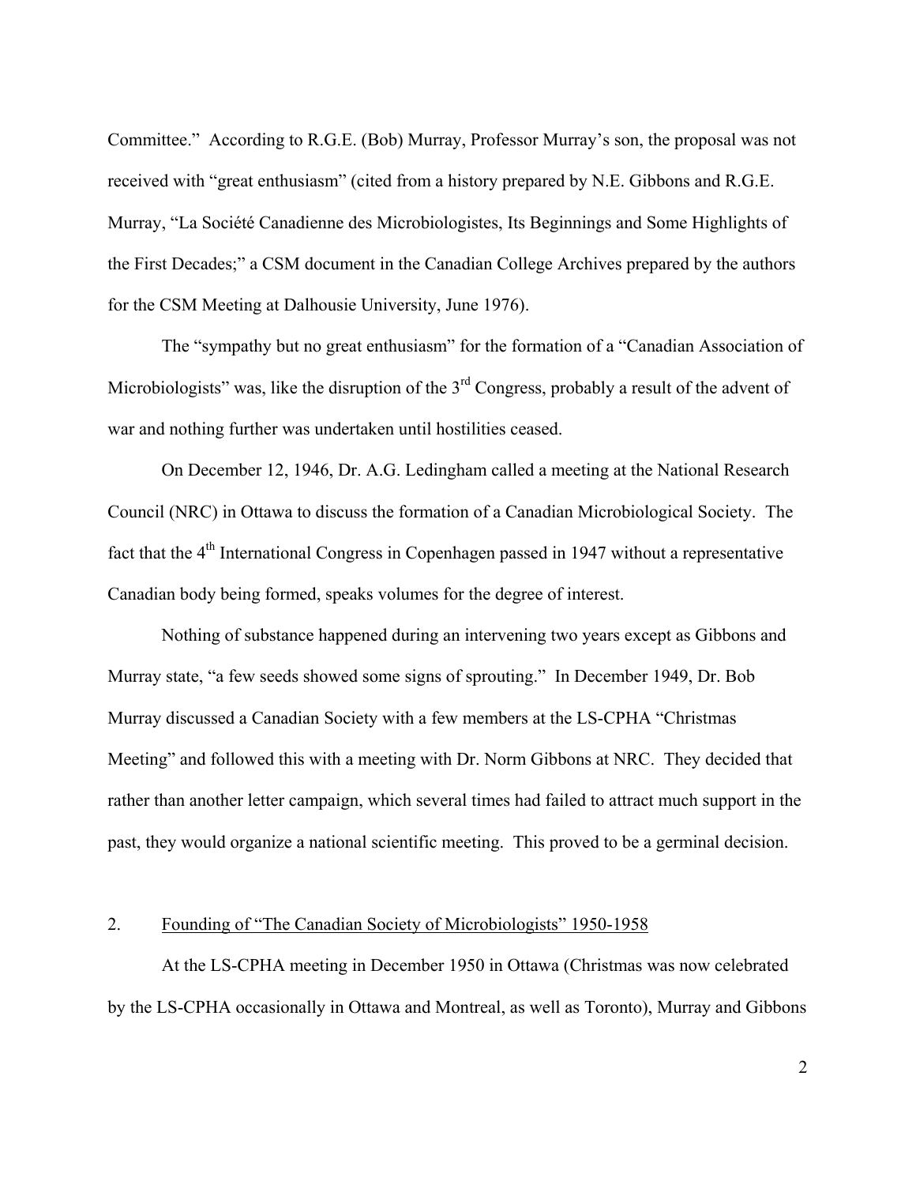Committee." According to R.G.E. (Bob) Murray, Professor Murray's son, the proposal was not received with "great enthusiasm" (cited from a history prepared by N.E. Gibbons and R.G.E. Murray, "La Société Canadienne des Microbiologistes, Its Beginnings and Some Highlights of the First Decades;" a CSM document in the Canadian College Archives prepared by the authors for the CSM Meeting at Dalhousie University, June 1976).

The "sympathy but no great enthusiasm" for the formation of a "Canadian Association of Microbiologists" was, like the disruption of the 3rd Congress, probably a result of the advent of war and nothing further was undertaken until hostilities ceased.

On December 12, 1946, Dr. A.G. Ledingham called a meeting at the National Research Council (NRC) in Ottawa to discuss the formation of a Canadian Microbiological Society. The fact that the 4th International Congress in Copenhagen passed in 1947 without a representative Canadian body being formed, speaks volumes for the degree of interest.

Nothing of substance happened during an intervening two years except as Gibbons and Murray state, "a few seeds showed some signs of sprouting." In December 1949, Dr. Bob Murray discussed a Canadian Society with a few members at the LS-CPHA "Christmas Meeting" and followed this with a meeting with Dr. Norm Gibbons at NRC. They decided that rather than another letter campaign, which several times had failed to attract much support in the past, they would organize a national scientific meeting. This proved to be a germinal decision.

## 2. Founding of "The Canadian Society of Microbiologists" 1950-1958

At the LS-CPHA meeting in December 1950 in Ottawa (Christmas was now celebrated by the LS-CPHA occasionally in Ottawa and Montreal, as well as Toronto), Murray and Gibbons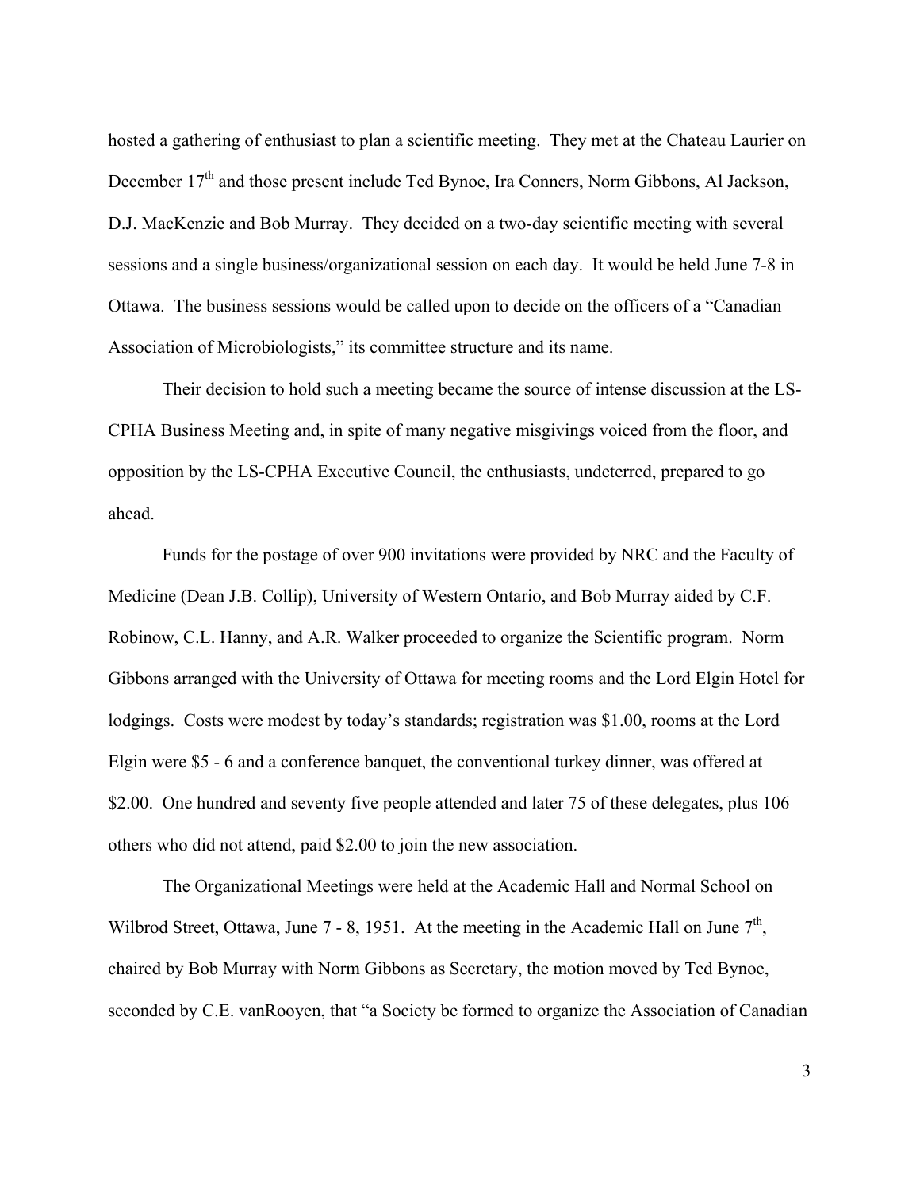hosted a gathering of enthusiast to plan a scientific meeting. They met at the Chateau Laurier on December 17th and those present include Ted Bynoe, Ira Conners, Norm Gibbons, Al Jackson, D.J. MacKenzie and Bob Murray. They decided on a two-day scientific meeting with several sessions and a single business/organizational session on each day. It would be held June 7-8 in Ottawa. The business sessions would be called upon to decide on the officers of a "Canadian Association of Microbiologists," its committee structure and its name.

Their decision to hold such a meeting became the source of intense discussion at the LS-CPHA Business Meeting and, in spite of many negative misgivings voiced from the floor, and opposition by the LS-CPHA Executive Council, the enthusiasts, undeterred, prepared to go ahead.

Funds for the postage of over 900 invitations were provided by NRC and the Faculty of Medicine (Dean J.B. Collip), University of Western Ontario, and Bob Murray aided by C.F. Robinow, C.L. Hanny, and A.R. Walker proceeded to organize the Scientific program. Norm Gibbons arranged with the University of Ottawa for meeting rooms and the Lord Elgin Hotel for lodgings. Costs were modest by today's standards; registration was $1.00, rooms at the Lord Elgin were $5 - 6 and a conference banquet, the conventional turkey dinner, was offered at $2.00. One hundred and seventy five people attended and later 75 of these delegates, plus 106 others who did not attend, paid $2.00 to join the new association.

The Organizational Meetings were held at the Academic Hall and Normal School on Wilbrod Street, Ottawa, June 7 - 8, 1951. At the meeting in the Academic Hall on June 7th, chaired by Bob Murray with Norm Gibbons as Secretary, the motion moved by Ted Bynoe, seconded by C.E. vanRooyen, that "a Society be formed to organize the Association of Canadian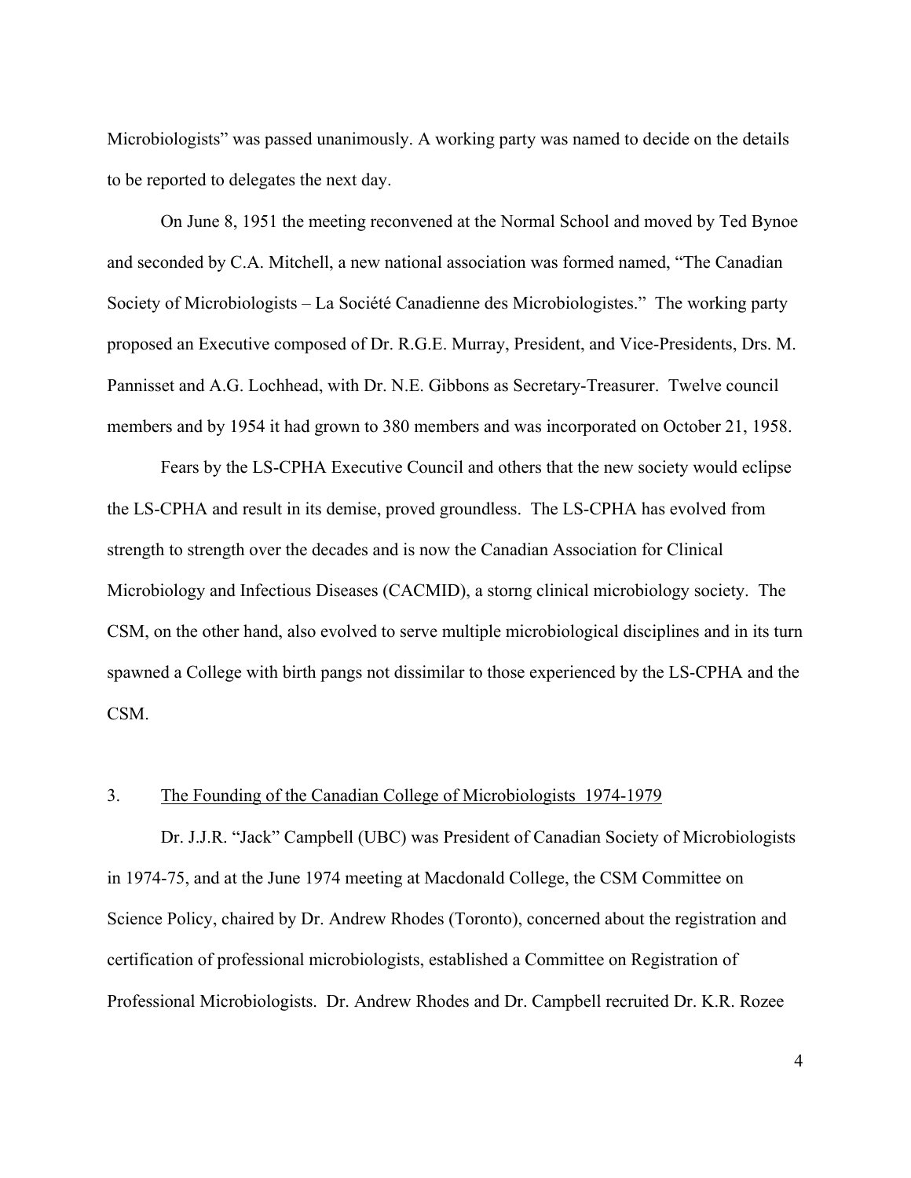Microbiologists" was passed unanimously. A working party was named to decide on the details to be reported to delegates the next day.

On June 8, 1951 the meeting reconvened at the Normal School and moved by Ted Bynoe and seconded by C.A. Mitchell, a new national association was formed named, "The Canadian Society of Microbiologists – La Société Canadienne des Microbiologistes." The working party proposed an Executive composed of Dr. R.G.E. Murray, President, and Vice-Presidents, Drs. M. Pannisset and A.G. Lochhead, with Dr. N.E. Gibbons as Secretary-Treasurer. Twelve council members and by 1954 it had grown to 380 members and was incorporated on October 21, 1958.

Fears by the LS-CPHA Executive Council and others that the new society would eclipse the LS-CPHA and result in its demise, proved groundless. The LS-CPHA has evolved from strength to strength over the decades and is now the Canadian Association for Clinical Microbiology and Infectious Diseases (CACMID), a storng clinical microbiology society. The CSM, on the other hand, also evolved to serve multiple microbiological disciplines and in its turn spawned a College with birth pangs not dissimilar to those experienced by the LS-CPHA and the CSM.

## 3. The Founding of the Canadian College of Microbiologists 1974-1979

Dr. J.J.R. "Jack" Campbell (UBC) was President of Canadian Society of Microbiologists in 1974-75, and at the June 1974 meeting at Macdonald College, the CSM Committee on Science Policy, chaired by Dr. Andrew Rhodes (Toronto), concerned about the registration and certification of professional microbiologists, established a Committee on Registration of Professional Microbiologists. Dr. Andrew Rhodes and Dr. Campbell recruited Dr. K.R. Rozee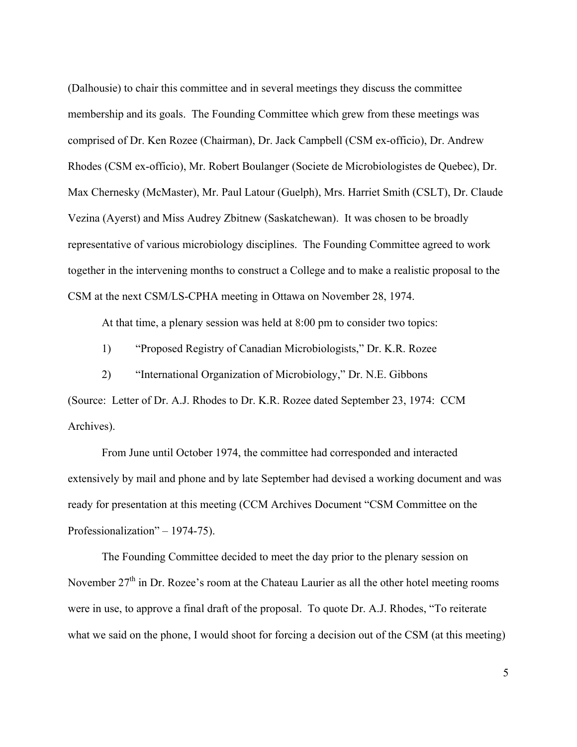(Dalhousie) to chair this committee and in several meetings they discuss the committee membership and its goals. The Founding Committee which grew from these meetings was comprised of Dr. Ken Rozee (Chairman), Dr. Jack Campbell (CSM ex-officio), Dr. Andrew Rhodes (CSM ex-officio), Mr. Robert Boulanger (Societe de Microbiologistes de Quebec), Dr. Max Chernesky (McMaster), Mr. Paul Latour (Guelph), Mrs. Harriet Smith (CSLT), Dr. Claude Vezina (Ayerst) and Miss Audrey Zbitnew (Saskatchewan). It was chosen to be broadly representative of various microbiology disciplines. The Founding Committee agreed to work together in the intervening months to construct a College and to make a realistic proposal to the CSM at the next CSM/LS-CPHA meeting in Ottawa on November 28, 1974.

At that time, a plenary session was held at 8:00 pm to consider two topics:

1) "Proposed Registry of Canadian Microbiologists," Dr. K.R. Rozee

2) "International Organization of Microbiology," Dr. N.E. Gibbons

(Source: Letter of Dr. A.J. Rhodes to Dr. K.R. Rozee dated September 23, 1974: CCM Archives).

From June until October 1974, the committee had corresponded and interacted extensively by mail and phone and by late September had devised a working document and was ready for presentation at this meeting (CCM Archives Document "CSM Committee on the Professionalization" – 1974-75).

The Founding Committee decided to meet the day prior to the plenary session on November 27th in Dr. Rozee's room at the Chateau Laurier as all the other hotel meeting rooms were in use, to approve a final draft of the proposal. To quote Dr. A.J. Rhodes, "To reiterate what we said on the phone, I would shoot for forcing a decision out of the CSM (at this meeting)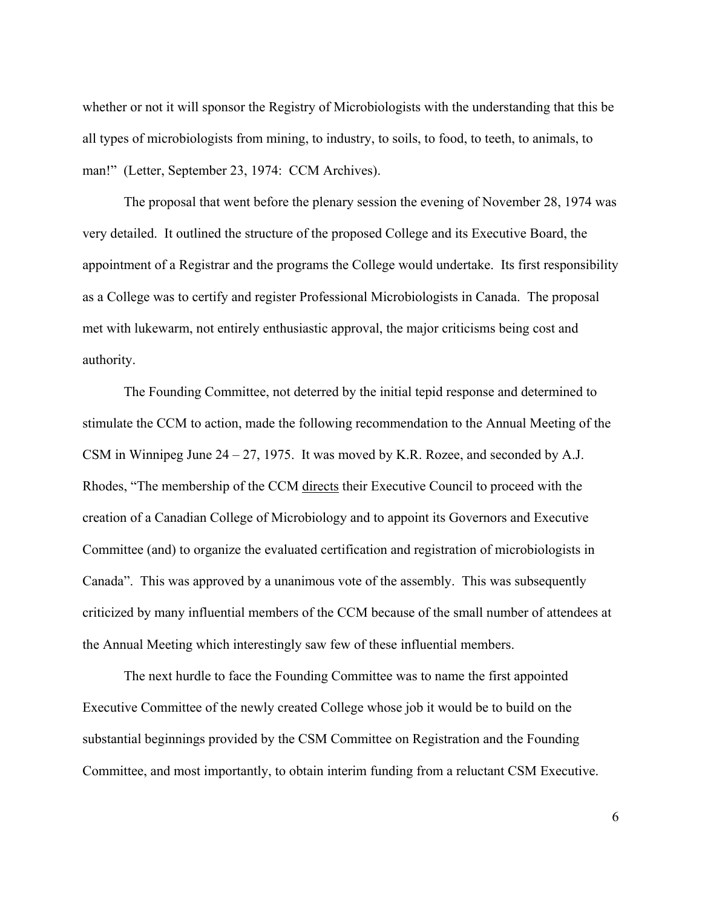whether or not it will sponsor the Registry of Microbiologists with the understanding that this be all types of microbiologists from mining, to industry, to soils, to food, to teeth, to animals, to man!" (Letter, September 23, 1974: CCM Archives).

The proposal that went before the plenary session the evening of November 28, 1974 was very detailed. It outlined the structure of the proposed College and its Executive Board, the appointment of a Registrar and the programs the College would undertake. Its first responsibility as a College was to certify and register Professional Microbiologists in Canada. The proposal met with lukewarm, not entirely enthusiastic approval, the major criticisms being cost and authority.

The Founding Committee, not deterred by the initial tepid response and determined to stimulate the CCM to action, made the following recommendation to the Annual Meeting of the CSM in Winnipeg June 24 – 27, 1975. It was moved by K.R. Rozee, and seconded by A.J. Rhodes, "The membership of the CCM <u>directs</u> their Executive Council to proceed with the creation of a Canadian College of Microbiology and to appoint its Governors and Executive Committee (and) to organize the evaluated certification and registration of microbiologists in Canada". This was approved by a unanimous vote of the assembly. This was subsequently criticized by many influential members of the CCM because of the small number of attendees at the Annual Meeting which interestingly saw few of these influential members.

The next hurdle to face the Founding Committee was to name the first appointed Executive Committee of the newly created College whose job it would be to build on the substantial beginnings provided by the CSM Committee on Registration and the Founding Committee, and most importantly, to obtain interim funding from a reluctant CSM Executive.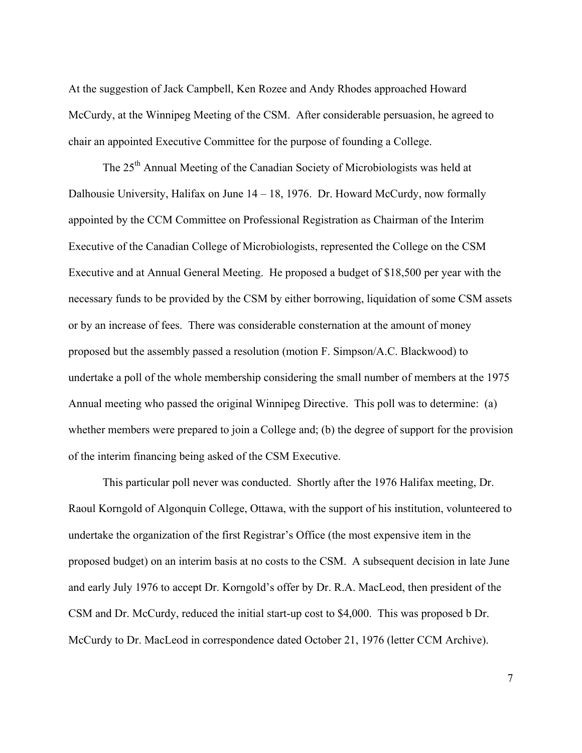At the suggestion of Jack Campbell, Ken Rozee and Andy Rhodes approached Howard McCurdy, at the Winnipeg Meeting of the CSM. After considerable persuasion, he agreed to chair an appointed Executive Committee for the purpose of founding a College.

The 25th Annual Meeting of the Canadian Society of Microbiologists was held at Dalhousie University, Halifax on June 14 – 18, 1976. Dr. Howard McCurdy, now formally appointed by the CCM Committee on Professional Registration as Chairman of the Interim Executive of the Canadian College of Microbiologists, represented the College on the CSM Executive and at Annual General Meeting. He proposed a budget of $18,500 per year with the necessary funds to be provided by the CSM by either borrowing, liquidation of some CSM assets or by an increase of fees. There was considerable consternation at the amount of money proposed but the assembly passed a resolution (motion F. Simpson/A.C. Blackwood) to undertake a poll of the whole membership considering the small number of members at the 1975 Annual meeting who passed the original Winnipeg Directive. This poll was to determine: (a) whether members were prepared to join a College and; (b) the degree of support for the provision of the interim financing being asked of the CSM Executive.

This particular poll never was conducted. Shortly after the 1976 Halifax meeting, Dr. Raoul Korngold of Algonquin College, Ottawa, with the support of his institution, volunteered to undertake the organization of the first Registrar's Office (the most expensive item in the proposed budget) on an interim basis at no costs to the CSM. A subsequent decision in late June and early July 1976 to accept Dr. Korngold's offer by Dr. R.A. MacLeod, then president of the CSM and Dr. McCurdy, reduced the initial start-up cost to $4,000. This was proposed b Dr. McCurdy to Dr. MacLeod in correspondence dated October 21, 1976 (letter CCM Archive).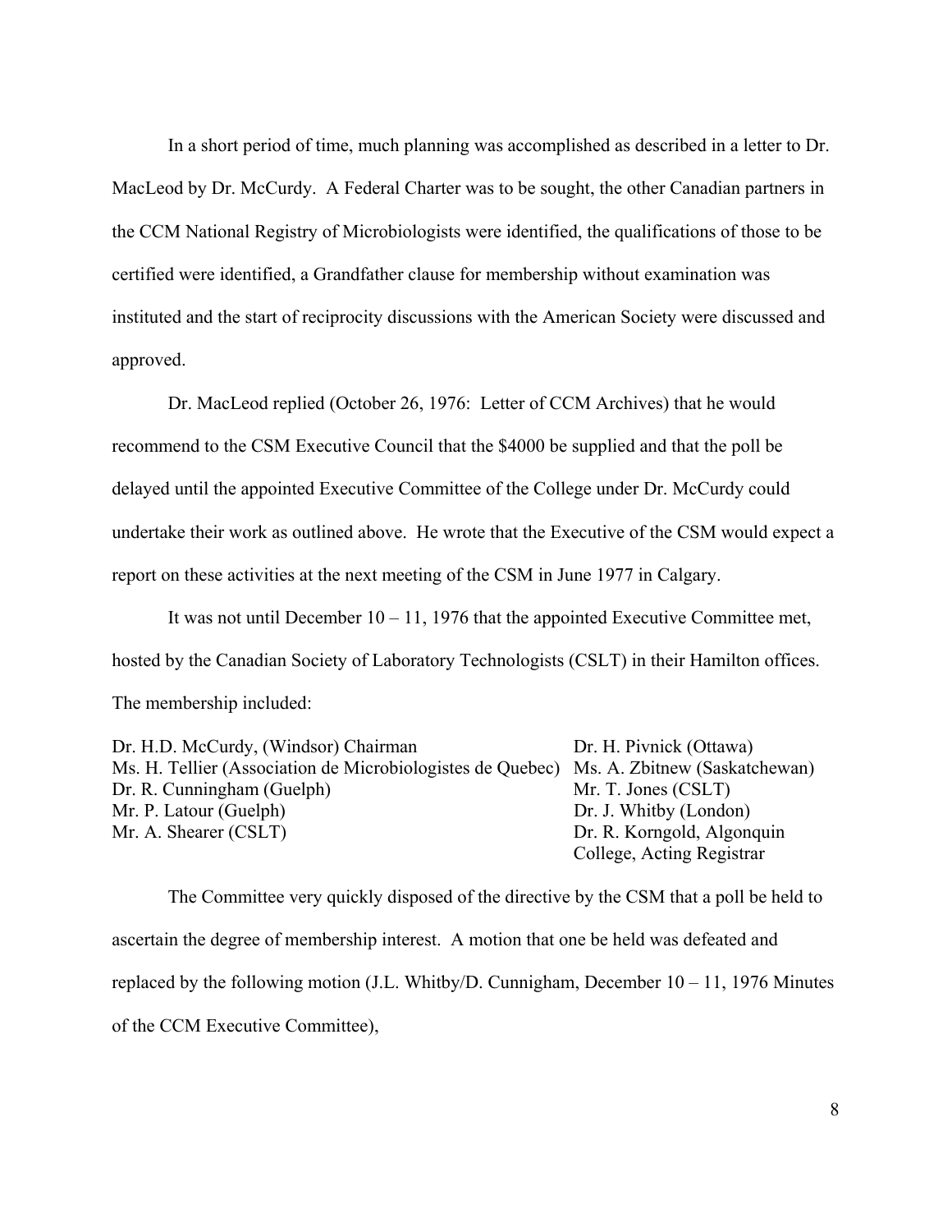In a short period of time, much planning was accomplished as described in a letter to Dr. MacLeod by Dr. McCurdy. A Federal Charter was to be sought, the other Canadian partners in the CCM National Registry of Microbiologists were identified, the qualifications of those to be certified were identified, a Grandfather clause for membership without examination was instituted and the start of reciprocity discussions with the American Society were discussed and approved.

Dr. MacLeod replied (October 26, 1976: Letter of CCM Archives) that he would recommend to the CSM Executive Council that the $4000 be supplied and that the poll be delayed until the appointed Executive Committee of the College under Dr. McCurdy could undertake their work as outlined above. He wrote that the Executive of the CSM would expect a report on these activities at the next meeting of the CSM in June 1977 in Calgary.

It was not until December 10 – 11, 1976 that the appointed Executive Committee met, hosted by the Canadian Society of Laboratory Technologists (CSLT) in their Hamilton offices. The membership included:

Dr. H.D. McCurdy, (Windsor) Chairman
Ms. H. Tellier (Association de Microbiologistes de Quebec)
Dr. R. Cunningham (Guelph)
Mr. P. Latour (Guelph)
Mr. A. Shearer (CSLT)
Dr. H. Pivnick (Ottawa)
Ms. A. Zbitnew (Saskatchewan)
Mr. T. Jones (CSLT)
Dr. J. Whitby (London)
Dr. R. Korngold, Algonquin College, Acting Registrar

The Committee very quickly disposed of the directive by the CSM that a poll be held to ascertain the degree of membership interest. A motion that one be held was defeated and replaced by the following motion (J.L. Whitby/D. Cunnigham, December 10 – 11, 1976 Minutes of the CCM Executive Committee),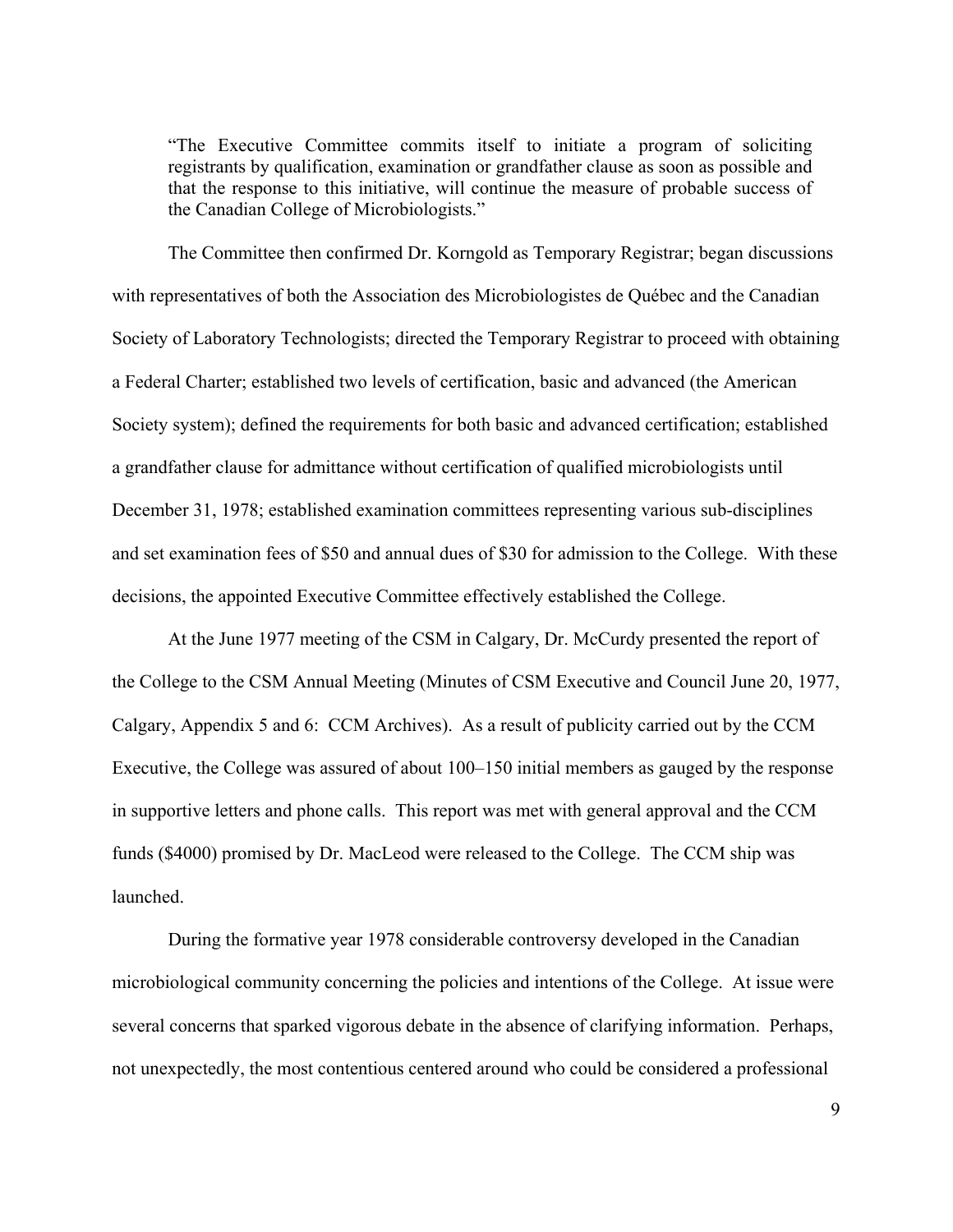> "The Executive Committee commits itself to initiate a program of soliciting registrants by qualification, examination or grandfather clause as soon as possible and that the response to this initiative, will continue the measure of probable success of the Canadian College of Microbiologists."

The Committee then confirmed Dr. Korngold as Temporary Registrar; began discussions with representatives of both the Association des Microbiologistes de Québec and the Canadian Society of Laboratory Technologists; directed the Temporary Registrar to proceed with obtaining a Federal Charter; established two levels of certification, basic and advanced (the American Society system); defined the requirements for both basic and advanced certification; established a grandfather clause for admittance without certification of qualified microbiologists until December 31, 1978; established examination committees representing various sub-disciplines and set examination fees of $50 and annual dues of $30 for admission to the College. With these decisions, the appointed Executive Committee effectively established the College.

At the June 1977 meeting of the CSM in Calgary, Dr. McCurdy presented the report of the College to the CSM Annual Meeting (Minutes of CSM Executive and Council June 20, 1977, Calgary, Appendix 5 and 6: CCM Archives). As a result of publicity carried out by the CCM Executive, the College was assured of about 100–150 initial members as gauged by the response in supportive letters and phone calls. This report was met with general approval and the CCM funds ($4000) promised by Dr. MacLeod were released to the College. The CCM ship was launched.

During the formative year 1978 considerable controversy developed in the Canadian microbiological community concerning the policies and intentions of the College. At issue were several concerns that sparked vigorous debate in the absence of clarifying information. Perhaps, not unexpectedly, the most contentious centered around who could be considered a professional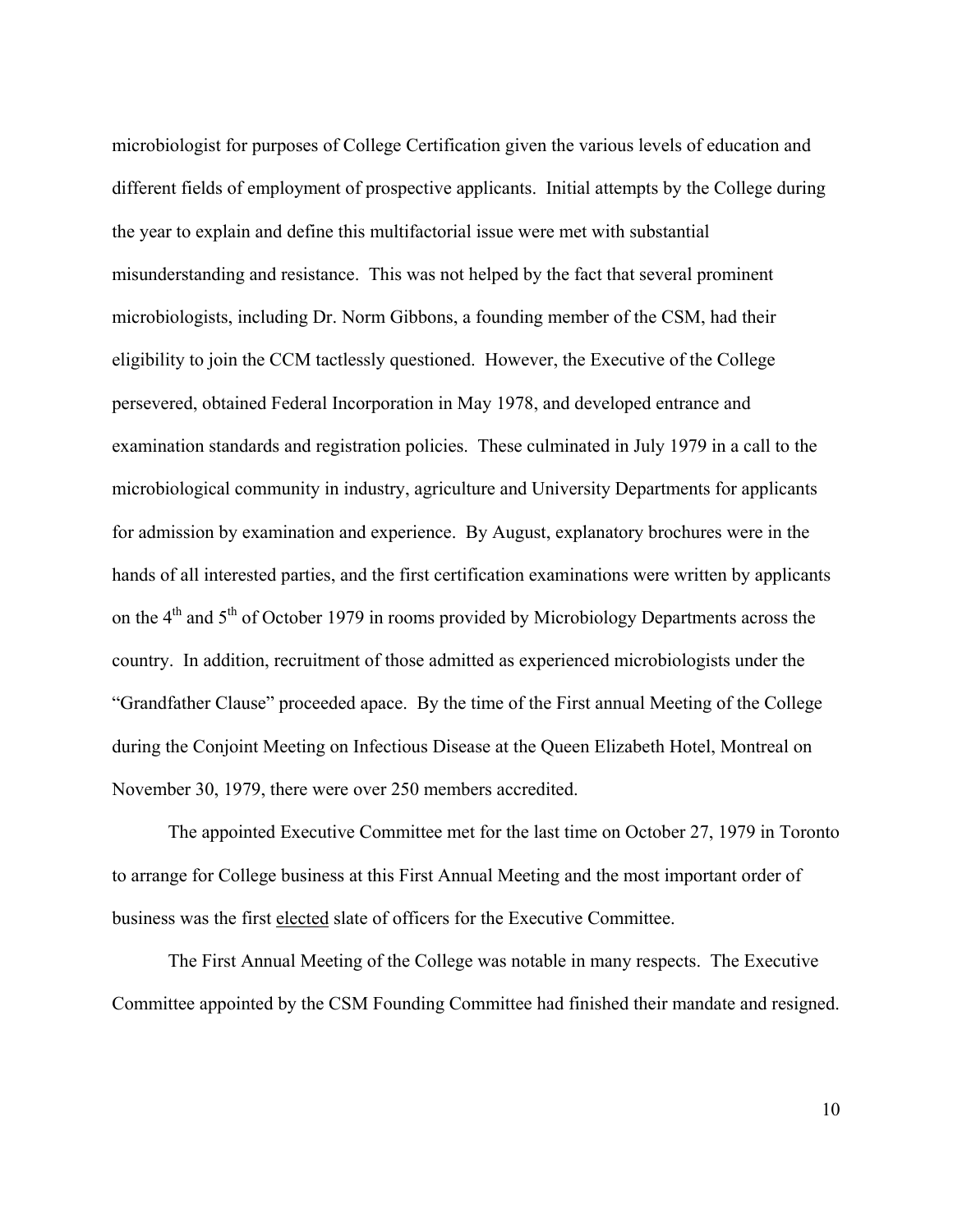microbiologist for purposes of College Certification given the various levels of education and different fields of employment of prospective applicants. Initial attempts by the College during the year to explain and define this multifactorial issue were met with substantial misunderstanding and resistance. This was not helped by the fact that several prominent microbiologists, including Dr. Norm Gibbons, a founding member of the CSM, had their eligibility to join the CCM tactlessly questioned. However, the Executive of the College persevered, obtained Federal Incorporation in May 1978, and developed entrance and examination standards and registration policies. These culminated in July 1979 in a call to the microbiological community in industry, agriculture and University Departments for applicants for admission by examination and experience. By August, explanatory brochures were in the hands of all interested parties, and the first certification examinations were written by applicants on the 4th and 5th of October 1979 in rooms provided by Microbiology Departments across the country. In addition, recruitment of those admitted as experienced microbiologists under the "Grandfather Clause" proceeded apace. By the time of the First annual Meeting of the College during the Conjoint Meeting on Infectious Disease at the Queen Elizabeth Hotel, Montreal on November 30, 1979, there were over 250 members accredited.

The appointed Executive Committee met for the last time on October 27, 1979 in Toronto to arrange for College business at this First Annual Meeting and the most important order of business was the first elected slate of officers for the Executive Committee.

The First Annual Meeting of the College was notable in many respects. The Executive Committee appointed by the CSM Founding Committee had finished their mandate and resigned.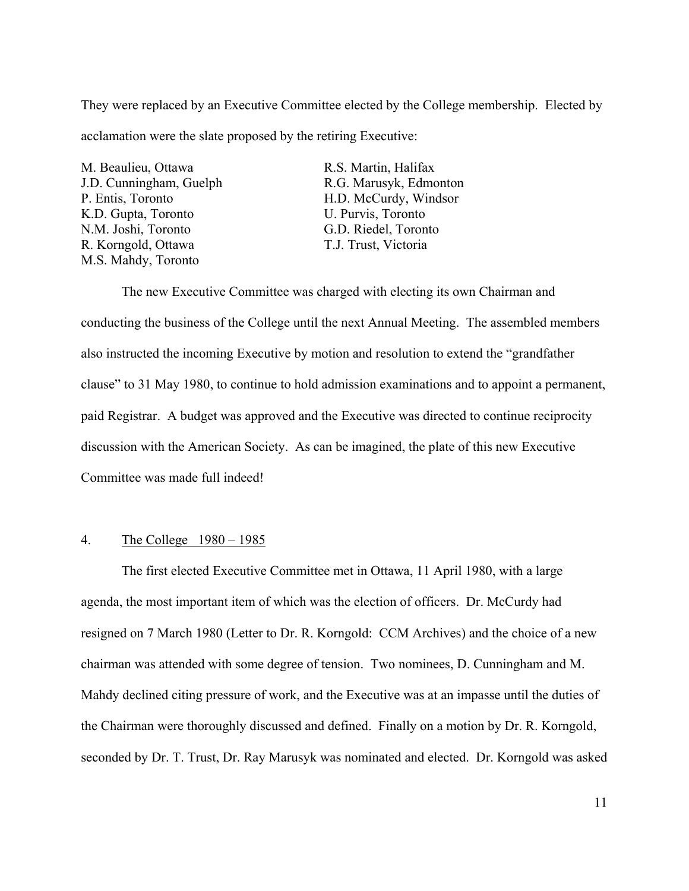They were replaced by an Executive Committee elected by the College membership. Elected by acclamation were the slate proposed by the retiring Executive:

M. Beaulieu, Ottawa
J.D. Cunningham, Guelph
P. Entis, Toronto
K.D. Gupta, Toronto
N.M. Joshi, Toronto
R. Korngold, Ottawa
M.S. Mahdy, Toronto
R.S. Martin, Halifax
R.G. Marusyk, Edmonton
H.D. McCurdy, Windsor
U. Purvis, Toronto
G.D. Riedel, Toronto
T.J. Trust, Victoria

The new Executive Committee was charged with electing its own Chairman and conducting the business of the College until the next Annual Meeting. The assembled members also instructed the incoming Executive by motion and resolution to extend the "grandfather clause" to 31 May 1980, to continue to hold admission examinations and to appoint a permanent, paid Registrar. A budget was approved and the Executive was directed to continue reciprocity discussion with the American Society. As can be imagined, the plate of this new Executive Committee was made full indeed!

## 4. The College 1980 – 1985

The first elected Executive Committee met in Ottawa, 11 April 1980, with a large agenda, the most important item of which was the election of officers. Dr. McCurdy had resigned on 7 March 1980 (Letter to Dr. R. Korngold: CCM Archives) and the choice of a new chairman was attended with some degree of tension. Two nominees, D. Cunningham and M. Mahdy declined citing pressure of work, and the Executive was at an impasse until the duties of the Chairman were thoroughly discussed and defined. Finally on a motion by Dr. R. Korngold, seconded by Dr. T. Trust, Dr. Ray Marusyk was nominated and elected. Dr. Korngold was asked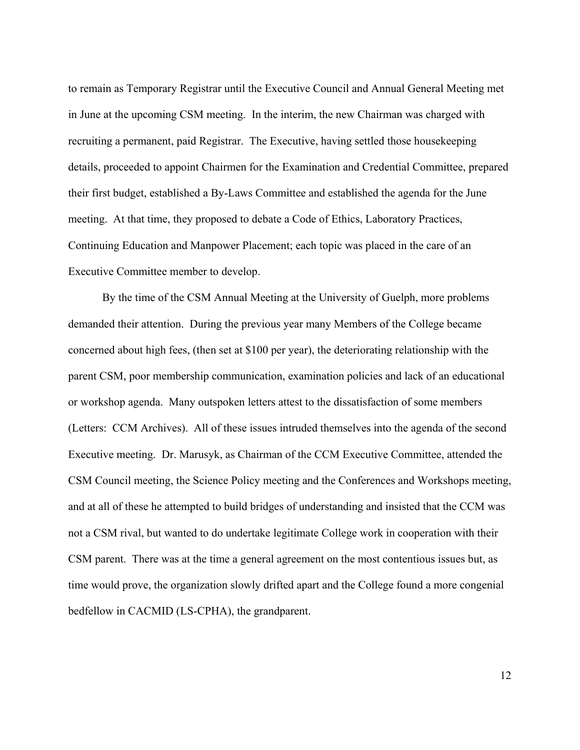to remain as Temporary Registrar until the Executive Council and Annual General Meeting met in June at the upcoming CSM meeting. In the interim, the new Chairman was charged with recruiting a permanent, paid Registrar. The Executive, having settled those housekeeping details, proceeded to appoint Chairmen for the Examination and Credential Committee, prepared their first budget, established a By-Laws Committee and established the agenda for the June meeting. At that time, they proposed to debate a Code of Ethics, Laboratory Practices, Continuing Education and Manpower Placement; each topic was placed in the care of an Executive Committee member to develop.

By the time of the CSM Annual Meeting at the University of Guelph, more problems demanded their attention. During the previous year many Members of the College became concerned about high fees, (then set at $100 per year), the deteriorating relationship with the parent CSM, poor membership communication, examination policies and lack of an educational or workshop agenda. Many outspoken letters attest to the dissatisfaction of some members (Letters: CCM Archives). All of these issues intruded themselves into the agenda of the second Executive meeting. Dr. Marusyk, as Chairman of the CCM Executive Committee, attended the CSM Council meeting, the Science Policy meeting and the Conferences and Workshops meeting, and at all of these he attempted to build bridges of understanding and insisted that the CCM was not a CSM rival, but wanted to do undertake legitimate College work in cooperation with their CSM parent. There was at the time a general agreement on the most contentious issues but, as time would prove, the organization slowly drifted apart and the College found a more congenial bedfellow in CACMID (LS-CPHA), the grandparent.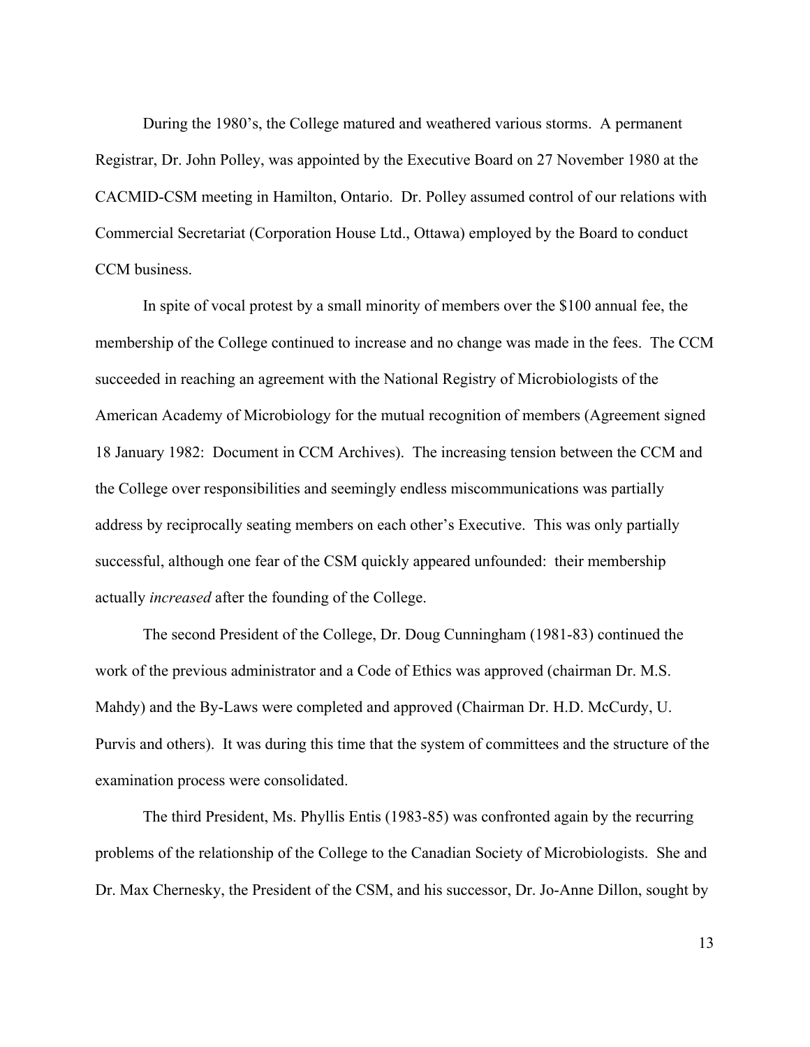During the 1980's, the College matured and weathered various storms. A permanent Registrar, Dr. John Polley, was appointed by the Executive Board on 27 November 1980 at the CACMID-CSM meeting in Hamilton, Ontario. Dr. Polley assumed control of our relations with Commercial Secretariat (Corporation House Ltd., Ottawa) employed by the Board to conduct CCM business.

In spite of vocal protest by a small minority of members over the $100 annual fee, the membership of the College continued to increase and no change was made in the fees. The CCM succeeded in reaching an agreement with the National Registry of Microbiologists of the American Academy of Microbiology for the mutual recognition of members (Agreement signed 18 January 1982: Document in CCM Archives). The increasing tension between the CCM and the College over responsibilities and seemingly endless miscommunications was partially address by reciprocally seating members on each other's Executive. This was only partially successful, although one fear of the CSM quickly appeared unfounded: their membership actually *increased* after the founding of the College.

The second President of the College, Dr. Doug Cunningham (1981-83) continued the work of the previous administrator and a Code of Ethics was approved (chairman Dr. M.S. Mahdy) and the By-Laws were completed and approved (Chairman Dr. H.D. McCurdy, U. Purvis and others). It was during this time that the system of committees and the structure of the examination process were consolidated.

The third President, Ms. Phyllis Entis (1983-85) was confronted again by the recurring problems of the relationship of the College to the Canadian Society of Microbiologists. She and Dr. Max Chernesky, the President of the CSM, and his successor, Dr. Jo-Anne Dillon, sought by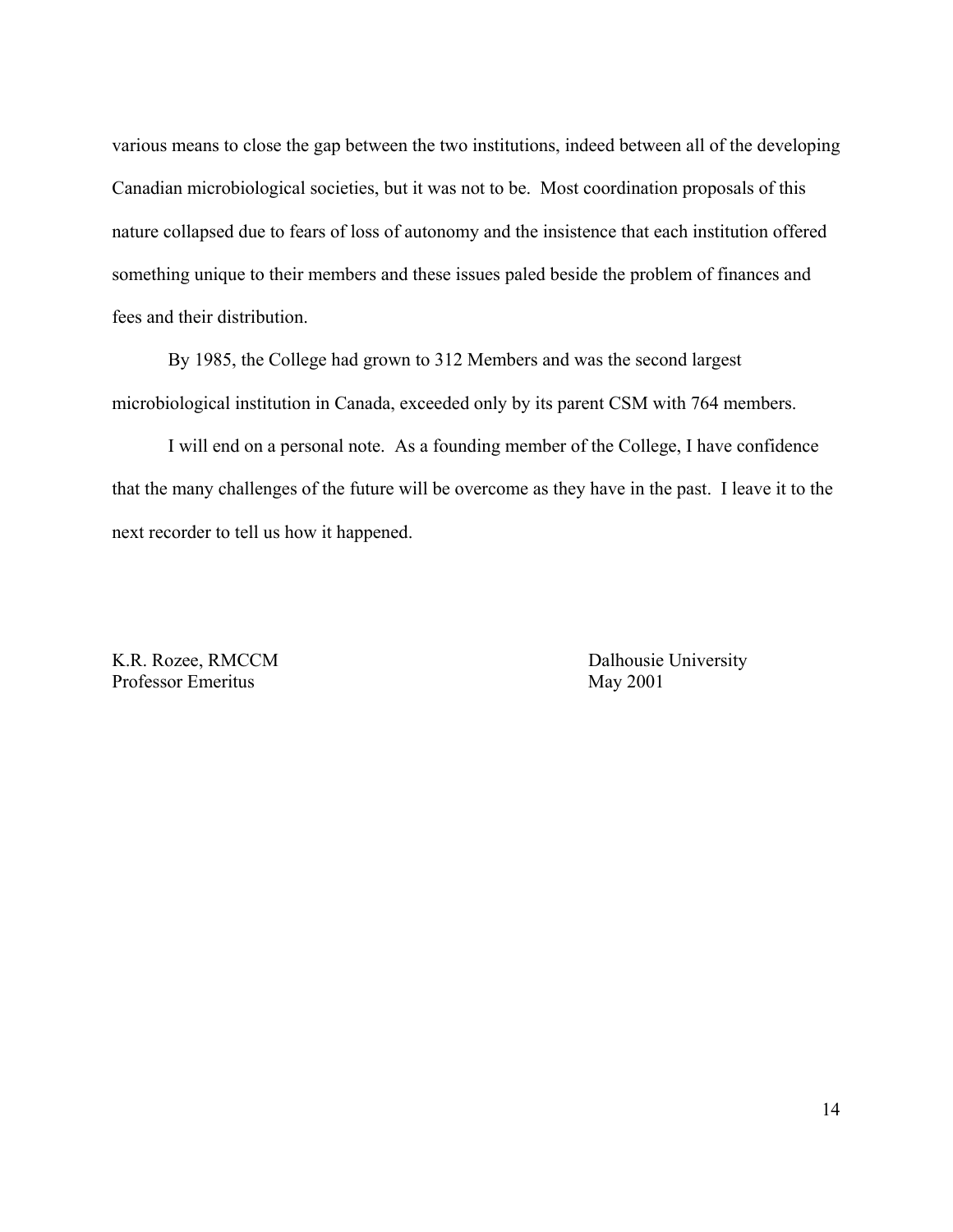various means to close the gap between the two institutions, indeed between all of the developing Canadian microbiological societies, but it was not to be. Most coordination proposals of this nature collapsed due to fears of loss of autonomy and the insistence that each institution offered something unique to their members and these issues paled beside the problem of finances and fees and their distribution.

By 1985, the College had grown to 312 Members and was the second largest microbiological institution in Canada, exceeded only by its parent CSM with 764 members.

I will end on a personal note. As a founding member of the College, I have confidence that the many challenges of the future will be overcome as they have in the past. I leave it to the next recorder to tell us how it happened.

K.R. Rozee, RMCCM
Professor Emeritus

Dalhousie University
May 2001